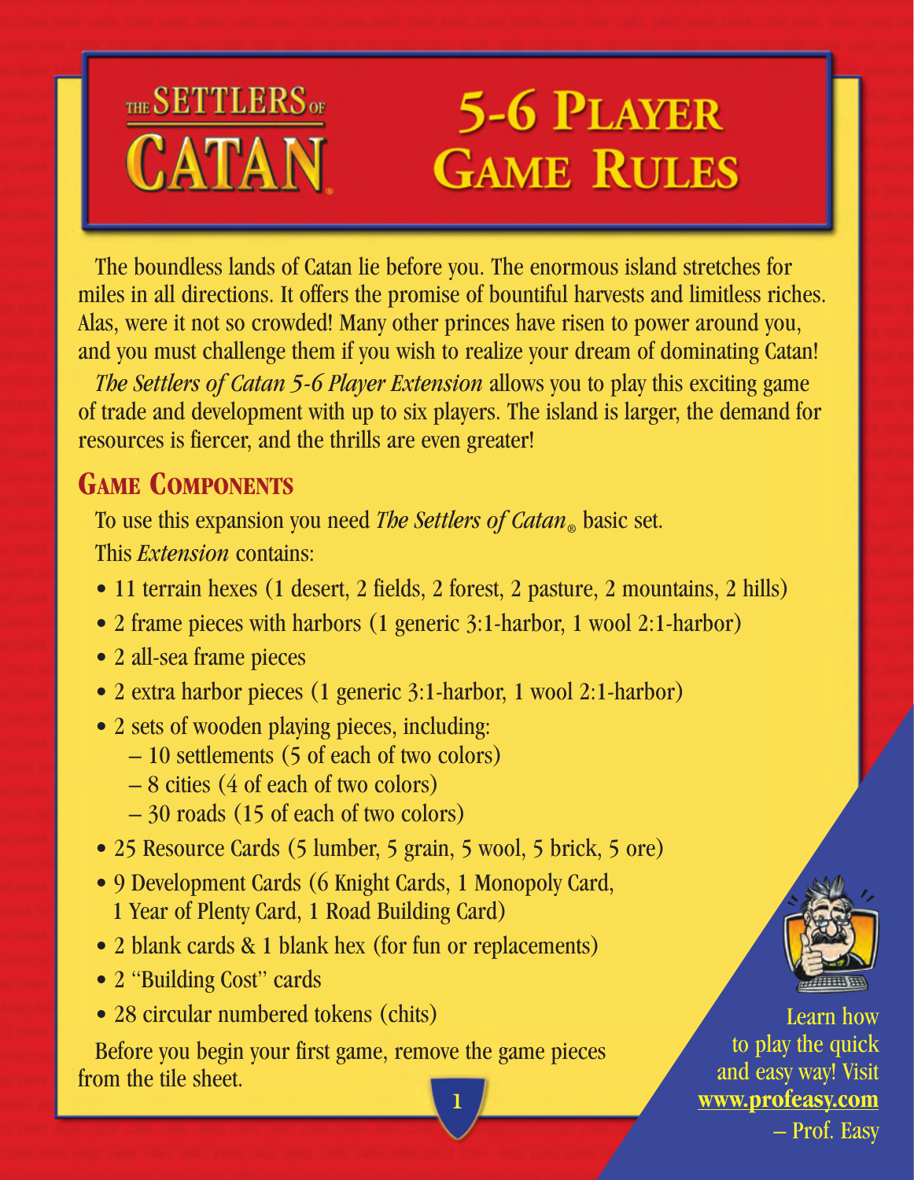# The Settlers of Catan

# 5-6 Player Game Rules

The boundless lands of Catan lie before you. The enormous island stretches for miles in all directions. It offers the promise of bountiful harvests and limitless riches. Alas, were it not so crowded! Many other princes have risen to power around you, and you must challenge them if you wish to realize your dream of dominating Catan!

*The Settlers of Catan 5-6 Player Extension* allows you to play this exciting game of trade and development with up to six players. The island is larger, the demand for resources is fiercer, and the thrills are even greater!

## Game Components

To use this expansion you need *The Settlers of Catan*® basic set.

This *Extension* contains:

- 11 terrain hexes (1 desert, 2 fields, 2 forest, 2 pasture, 2 mountains, 2 hills)
- 2 frame pieces with harbors (1 generic 3:1-harbor, 1 wool 2:1-harbor)
- 2 all-sea frame pieces
- 2 extra harbor pieces (1 generic 3:1-harbor, 1 wool 2:1-harbor)
- 2 sets of wooden playing pieces, including:
  - 10 settlements (5 of each of two colors)
  - 8 cities (4 of each of two colors)
  - 30 roads (15 of each of two colors)
- 25 Resource Cards (5 lumber, 5 grain, 5 wool, 5 brick, 5 ore)
- 9 Development Cards (6 Knight Cards, 1 Monopoly Card, 1 Year of Plenty Card, 1 Road Building Card)
- 2 blank cards & 1 blank hex (for fun or replacements)
- 2 "Building Cost" cards
- 28 circular numbered tokens (chits)

Before you begin your first game, remove the game pieces from the tile sheet.

Learn how to play the quick and easy way! Visit **www.profeasy.com** – Prof. Easy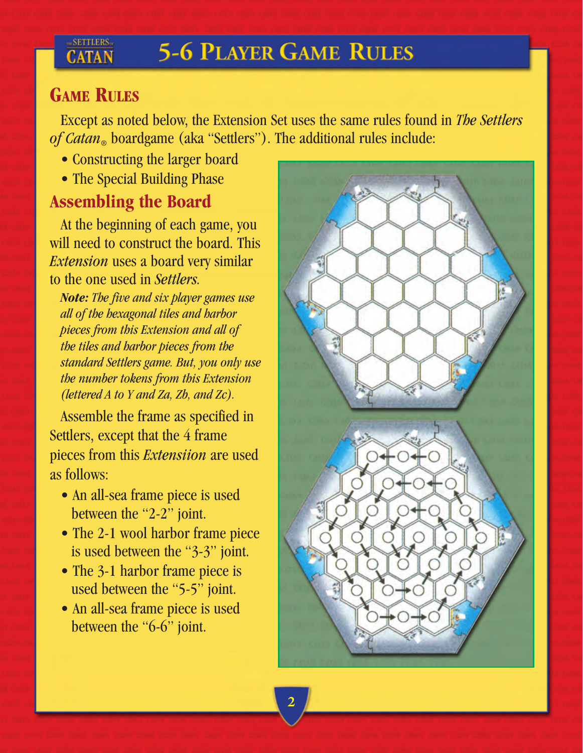# 5-6 Player Game Rules

## Game Rules

Except as noted below, the Extension Set uses the same rules found in *The Settlers of Catan*® boardgame (aka "Settlers"). The additional rules include:

- Constructing the larger board
- The Special Building Phase

### Assembling the Board

At the beginning of each game, you will need to construct the board. This *Extension* uses a board very similar to the one used in *Settlers.*

***Note:*** *The five and six player games use all of the hexagonal tiles and harbor pieces from this Extension and all of the tiles and harbor pieces from the standard Settlers game. But, you only use the number tokens from this Extension (lettered A to Y and Za, Zb, and Zc).*

Assemble the frame as specified in Settlers, except that the 4 frame pieces from this *Extensiion* are used as follows:

- An all-sea frame piece is used between the "2-2" joint.
- The 2-1 wool harbor frame piece is used between the "3-3" joint.
- The 3-1 harbor frame piece is used between the "5-5" joint.
- An all-sea frame piece is used between the "6-6" joint.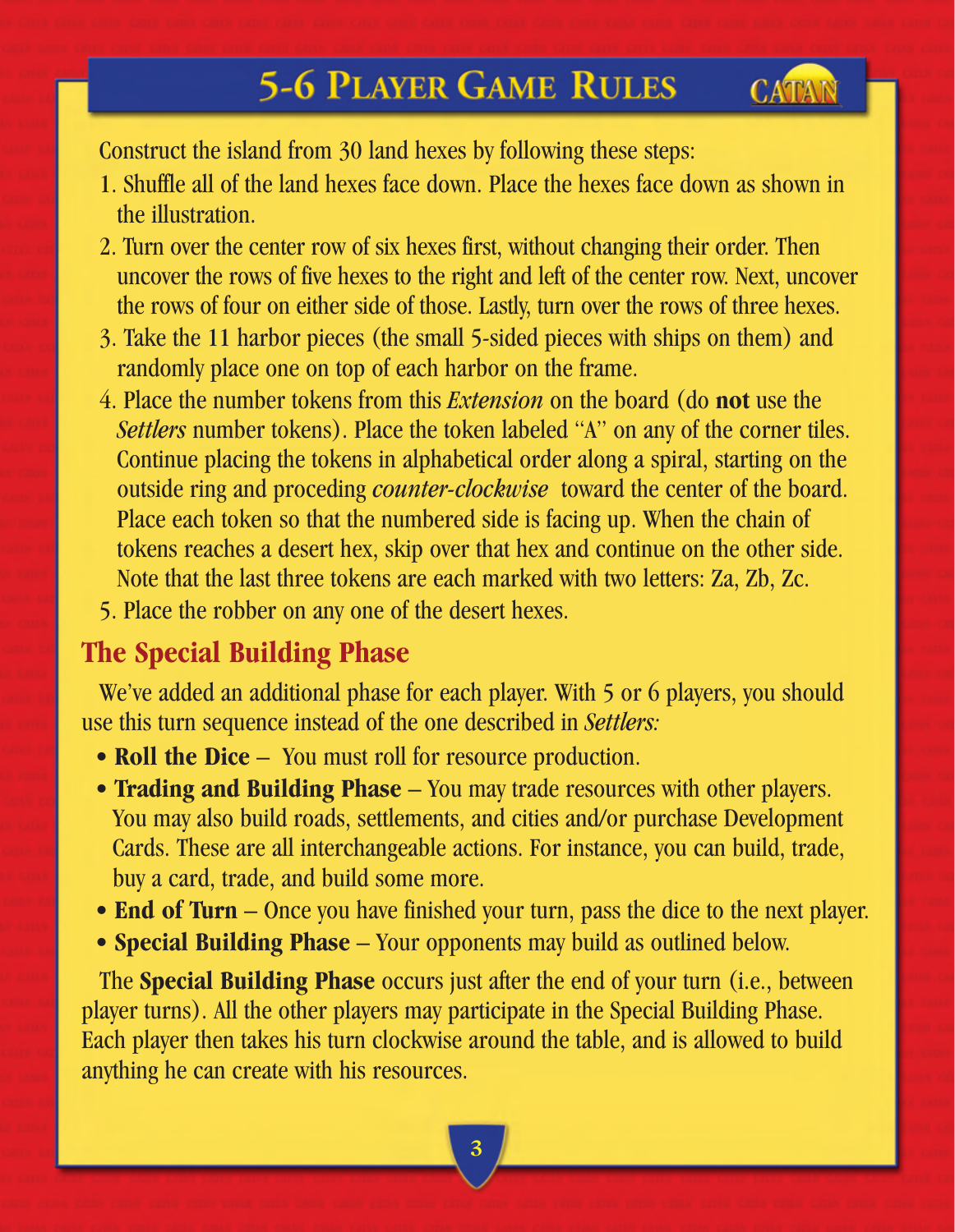# 5-6 Player Game Rules

Construct the island from 30 land hexes by following these steps:

1. Shuffle all of the land hexes face down. Place the hexes face down as shown in the illustration.
2. Turn over the center row of six hexes first, without changing their order. Then uncover the rows of five hexes to the right and left of the center row. Next, uncover the rows of four on either side of those. Lastly, turn over the rows of three hexes.
3. Take the 11 harbor pieces (the small 5-sided pieces with ships on them) and randomly place one on top of each harbor on the frame.
4. Place the number tokens from this *Extension* on the board (do **not** use the *Settlers* number tokens). Place the token labeled "A" on any of the corner tiles. Continue placing the tokens in alphabetical order along a spiral, starting on the outside ring and proceding *counter-clockwise* toward the center of the board. Place each token so that the numbered side is facing up. When the chain of tokens reaches a desert hex, skip over that hex and continue on the other side. Note that the last three tokens are each marked with two letters: Za, Zb, Zc.
5. Place the robber on any one of the desert hexes.

## The Special Building Phase

We've added an additional phase for each player. With 5 or 6 players, you should use this turn sequence instead of the one described in *Settlers:*

- **Roll the Dice** – You must roll for resource production.
- **Trading and Building Phase** – You may trade resources with other players. You may also build roads, settlements, and cities and/or purchase Development Cards. These are all interchangeable actions. For instance, you can build, trade, buy a card, trade, and build some more.
- **End of Turn** – Once you have finished your turn, pass the dice to the next player.
- **Special Building Phase** – Your opponents may build as outlined below.

The **Special Building Phase** occurs just after the end of your turn (i.e., between player turns). All the other players may participate in the Special Building Phase. Each player then takes his turn clockwise around the table, and is allowed to build anything he can create with his resources.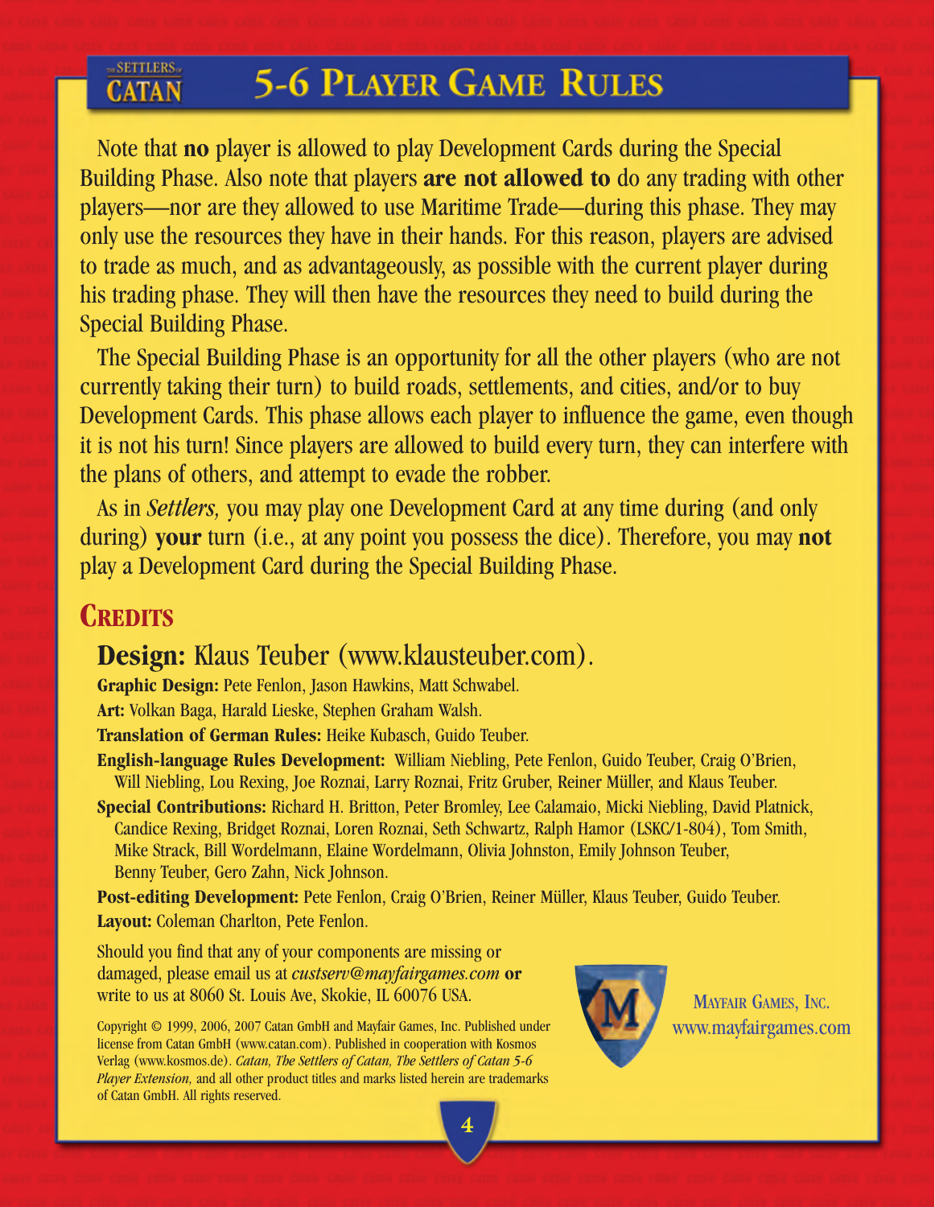# 5-6 Player Game Rules

Note that **no** player is allowed to play Development Cards during the Special Building Phase. Also note that players **are not allowed to** do any trading with other players—nor are they allowed to use Maritime Trade—during this phase. They may only use the resources they have in their hands. For this reason, players are advised to trade as much, and as advantageously, as possible with the current player during his trading phase. They will then have the resources they need to build during the Special Building Phase.

The Special Building Phase is an opportunity for all the other players (who are not currently taking their turn) to build roads, settlements, and cities, and/or to buy Development Cards. This phase allows each player to influence the game, even though it is not his turn! Since players are allowed to build every turn, they can interfere with the plans of others, and attempt to evade the robber.

As in *Settlers,* you may play one Development Card at any time during (and only during) **your** turn (i.e., at any point you possess the dice). Therefore, you may **not** play a Development Card during the Special Building Phase.

## Credits

**Design:** Klaus Teuber (www.klausteuber.com).

**Graphic Design:** Pete Fenlon, Jason Hawkins, Matt Schwabel.

**Art:** Volkan Baga, Harald Lieske, Stephen Graham Walsh.

**Translation of German Rules:** Heike Kubasch, Guido Teuber.

**English-language Rules Development:** William Niebling, Pete Fenlon, Guido Teuber, Craig O'Brien, Will Niebling, Lou Rexing, Joe Roznai, Larry Roznai, Fritz Gruber, Reiner Müller, and Klaus Teuber.

**Special Contributions:** Richard H. Britton, Peter Bromley, Lee Calamaio, Micki Niebling, David Platnick, Candice Rexing, Bridget Roznai, Loren Roznai, Seth Schwartz, Ralph Hamor (LSKC/1-804), Tom Smith, Mike Strack, Bill Wordelmann, Elaine Wordelmann, Olivia Johnston, Emily Johnson Teuber, Benny Teuber, Gero Zahn, Nick Johnson.

**Post-editing Development:** Pete Fenlon, Craig O'Brien, Reiner Müller, Klaus Teuber, Guido Teuber.

**Layout:** Coleman Charlton, Pete Fenlon.

Should you find that any of your components are missing or damaged, please email us at *custserv@mayfairgames.com* **or** write to us at 8060 St. Louis Ave, Skokie, IL 60076 USA.

Copyright © 1999, 2006, 2007 Catan GmbH and Mayfair Games, Inc. Published under license from Catan GmbH (www.catan.com). Published in cooperation with Kosmos Verlag (www.kosmos.de). *Catan, The Settlers of Catan, The Settlers of Catan 5-6 Player Extension,* and all other product titles and marks listed herein are trademarks of Catan GmbH. All rights reserved.

Mayfair Games, Inc.
www.mayfairgames.com